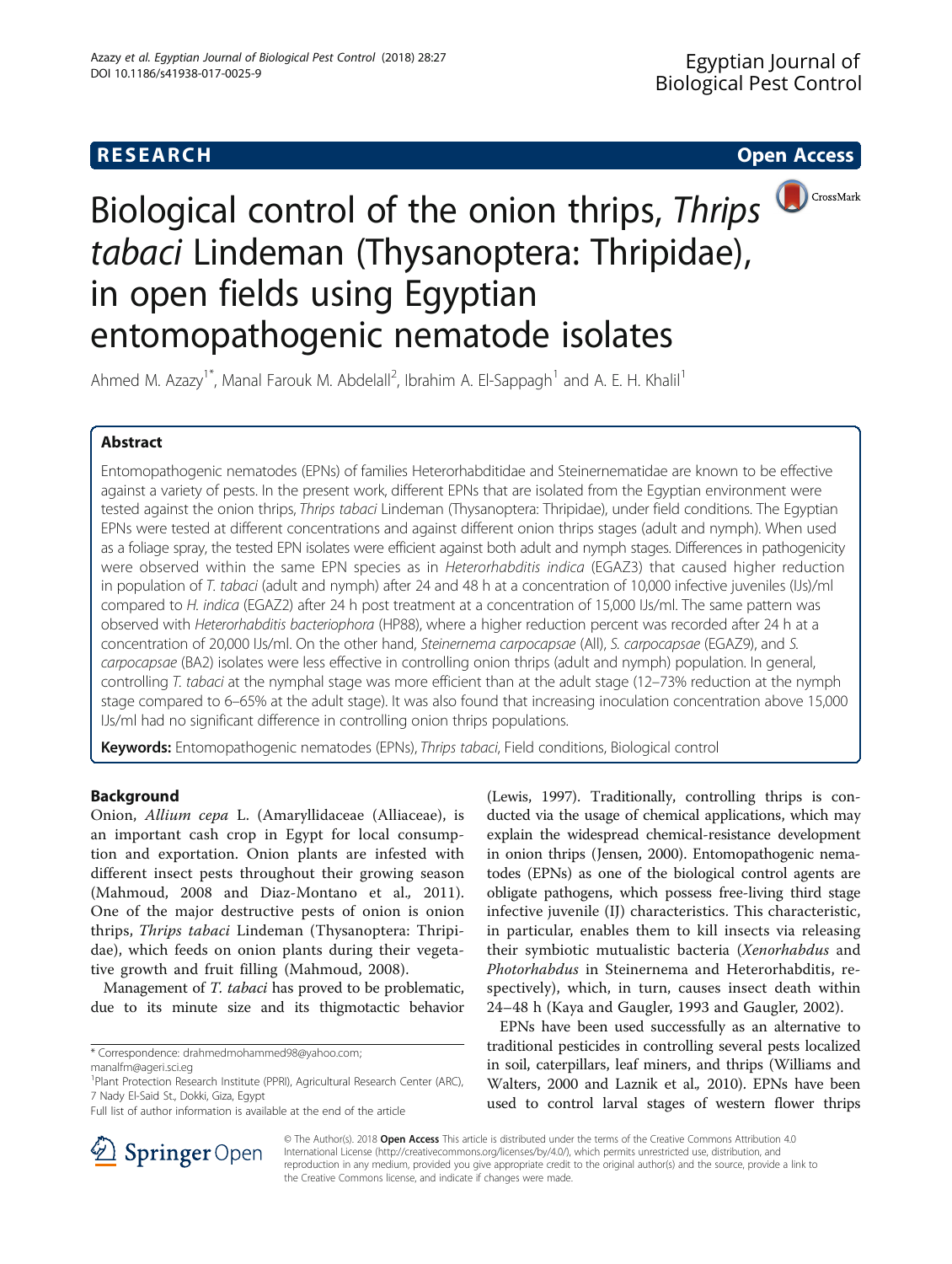**RESEARCH** **Open Access**

# Biological control of the onion thrips, *Thrips tabaci* Lindeman (Thysanoptera: Thripidae), in open fields using Egyptian entomopathogenic nematode isolates

Ahmed M. Azazy[1*], Manal Farouk M. Abdelall[2], Ibrahim A. El-Sappagh[1] and A. E. H. Khalil[1]

## Abstract

Entomopathogenic nematodes (EPNs) of families Heterorhabditidae and Steinernematidae are known to be effective against a variety of pests. In the present work, different EPNs that are isolated from the Egyptian environment were tested against the onion thrips, *Thrips tabaci* Lindeman (Thysanoptera: Thripidae), under field conditions. The Egyptian EPNs were tested at different concentrations and against different onion thrips stages (adult and nymph). When used as a foliage spray, the tested EPN isolates were efficient against both adult and nymph stages. Differences in pathogenicity were observed within the same EPN species as in *Heterorhabditis indica* (EGAZ3) that caused higher reduction in population of *T. tabaci* (adult and nymph) after 24 and 48 h at a concentration of 10,000 infective juveniles (IJs)/ml compared to *H. indica* (EGAZ2) after 24 h post treatment at a concentration of 15,000 IJs/ml. The same pattern was observed with *Heterorhabditis bacteriophora* (HP88), where a higher reduction percent was recorded after 24 h at a concentration of 20,000 IJs/ml. On the other hand, *Steinernema carpocapsae* (All), *S. carpocapsae* (EGAZ9), and *S. carpocapsae* (BA2) isolates were less effective in controlling onion thrips (adult and nymph) population. In general, controlling *T. tabaci* at the nymphal stage was more efficient than at the adult stage (12–73% reduction at the nymph stage compared to 6–65% at the adult stage). It was also found that increasing inoculation concentration above 15,000 IJs/ml had no significant difference in controlling onion thrips populations.

**Keywords:** Entomopathogenic nematodes (EPNs), *Thrips tabaci*, Field conditions, Biological control

## Background

Onion, *Allium cepa* L. (Amaryllidaceae (Alliaceae), is an important cash crop in Egypt for local consumption and exportation. Onion plants are infested with different insect pests throughout their growing season (Mahmoud, 2008 and Diaz-Montano et al., 2011). One of the major destructive pests of onion is onion thrips, *Thrips tabaci* Lindeman (Thysanoptera: Thripidae), which feeds on onion plants during their vegetative growth and fruit filling (Mahmoud, 2008).

Management of *T. tabaci* has proved to be problematic, due to its minute size and its thigmotactic behavior (Lewis, 1997). Traditionally, controlling thrips is conducted via the usage of chemical applications, which may explain the widespread chemical-resistance development in onion thrips (Jensen, 2000). Entomopathogenic nematodes (EPNs) as one of the biological control agents are obligate pathogens, which possess free-living third stage infective juvenile (IJ) characteristics. This characteristic, in particular, enables them to kill insects via releasing their symbiotic mutualistic bacteria (*Xenorhabdus* and *Photorhabdus* in Steinernema and Heterorhabditis, respectively), which, in turn, causes insect death within 24–48 h (Kaya and Gaugler, 1993 and Gaugler, 2002).

EPNs have been used successfully as an alternative to traditional pesticides in controlling several pests localized in soil, caterpillars, leaf miners, and thrips (Williams and Walters, 2000 and Laznik et al., 2010). EPNs have been used to control larval stages of western flower thrips

* Correspondence: drahmedmohammed98@yahoo.com; manalfm@ageri.sci.eg

[1]Plant Protection Research Institute (PPRI), Agricultural Research Center (ARC), 7 Nady El-Said St., Dokki, Giza, Egypt

Full list of author information is available at the end of the article

© The Author(s). 2018 **Open Access** This article is distributed under the terms of the Creative Commons Attribution 4.0 International License (http://creativecommons.org/licenses/by/4.0/), which permits unrestricted use, distribution, and reproduction in any medium, provided you give appropriate credit to the original author(s) and the source, provide a link to the Creative Commons license, and indicate if changes were made.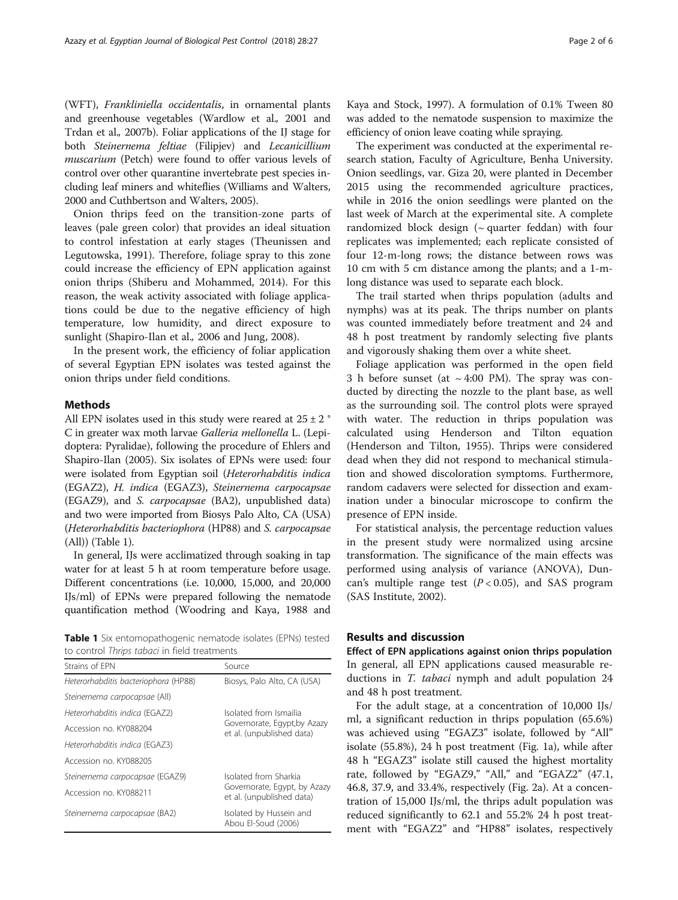(WFT), *Frankliniella occidentalis*, in ornamental plants and greenhouse vegetables (Wardlow et al., 2001 and Trdan et al., 2007b). Foliar applications of the IJ stage for both *Steinernema feltiae* (Filipjev) and *Lecanicillium muscarium* (Petch) were found to offer various levels of control over other quarantine invertebrate pest species including leaf miners and whiteflies (Williams and Walters, 2000 and Cuthbertson and Walters, 2005).

Onion thrips feed on the transition-zone parts of leaves (pale green color) that provides an ideal situation to control infestation at early stages (Theunissen and Legutowska, 1991). Therefore, foliage spray to this zone could increase the efficiency of EPN application against onion thrips (Shiberu and Mohammed, 2014). For this reason, the weak activity associated with foliage applications could be due to the negative efficiency of high temperature, low humidity, and direct exposure to sunlight (Shapiro-Ilan et al., 2006 and Jung, 2008).

In the present work, the efficiency of foliar application of several Egyptian EPN isolates was tested against the onion thrips under field conditions.

## Methods

All EPN isolates used in this study were reared at 25 ± 2 °C in greater wax moth larvae *Galleria mellonella* L. (Lepidoptera: Pyralidae), following the procedure of Ehlers and Shapiro-Ilan (2005). Six isolates of EPNs were used: four were isolated from Egyptian soil (*Heterorhabditis indica* (EGAZ2), *H. indica* (EGAZ3), *Steinernema carpocapsae* (EGAZ9), and *S. carpocapsae* (BA2), unpublished data) and two were imported from Biosys Palo Alto, CA (USA) (*Heterorhabditis bacteriophora* (HP88) and *S. carpocapsae* (All)) (Table 1).

In general, IJs were acclimatized through soaking in tap water for at least 5 h at room temperature before usage. Different concentrations (i.e. 10,000, 15,000, and 20,000 IJs/ml) of EPNs were prepared following the nematode quantification method (Woodring and Kaya, 1988 and Kaya and Stock, 1997). A formulation of 0.1% Tween 80 was added to the nematode suspension to maximize the efficiency of onion leave coating while spraying.

The experiment was conducted at the experimental research station, Faculty of Agriculture, Benha University. Onion seedlings, var. Giza 20, were planted in December 2015 using the recommended agriculture practices, while in 2016 the onion seedlings were planted on the last week of March at the experimental site. A complete randomized block design (~ quarter feddan) with four replicates was implemented; each replicate consisted of four 12-m-long rows; the distance between rows was 10 cm with 5 cm distance among the plants; and a 1-m-long distance was used to separate each block.

The trail started when thrips population (adults and nymphs) was at its peak. The thrips number on plants was counted immediately before treatment and 24 and 48 h post treatment by randomly selecting five plants and vigorously shaking them over a white sheet.

Foliage application was performed in the open field 3 h before sunset (at ~ 4:00 PM). The spray was conducted by directing the nozzle to the plant base, as well as the surrounding soil. The control plots were sprayed with water. The reduction in thrips population was calculated using Henderson and Tilton equation (Henderson and Tilton, 1955). Thrips were considered dead when they did not respond to mechanical stimulation and showed discoloration symptoms. Furthermore, random cadavers were selected for dissection and examination under a binocular microscope to confirm the presence of EPN inside.

For statistical analysis, the percentage reduction values in the present study were normalized using arcsine transformation. The significance of the main effects was performed using analysis of variance (ANOVA), Duncan's multiple range test ($P < 0.05$), and SAS program (SAS Institute, 2002).

**Table 1** Six entomopathogenic nematode isolates (EPNs) tested to control *Thrips tabaci* in field treatments

| Strains of EPN | Source |
|---|---|
| *Heterorhabditis bacteriophora* (HP88) | Biosys, Palo Alto, CA (USA) |
| *Steinernema carpocapsae* (All) | |
| *Heterorhabditis indica* (EGAZ2) | Isolated from Ismailia Governorate, Egypt,by Azazy et al. (unpublished data) |
| Accession no. KY088204 | |
| *Heterorhabditis indica* (EGAZ3) | |
| Accession no. KY088205 | |
| *Steinernema carpocapsae* (EGAZ9) | Isolated from Sharkia Governorate, Egypt, by Azazy et al. (unpublished data) |
| Accession no. KY088211 | |
| *Steinernema carpocapsae* (BA2) | Isolated by Hussein and Abou El-Soud (2006) |

## Results and discussion

### Effect of EPN applications against onion thrips population

In general, all EPN applications caused measurable reductions in *T. tabaci* nymph and adult population 24 and 48 h post treatment.

For the adult stage, at a concentration of 10,000 IJs/ml, a significant reduction in thrips population (65.6%) was achieved using "EGAZ3" isolate, followed by "All" isolate (55.8%), 24 h post treatment (Fig. 1a), while after 48 h "EGAZ3" isolate still caused the highest mortality rate, followed by "EGAZ9," "All," and "EGAZ2" (47.1, 46.8, 37.9, and 33.4%, respectively (Fig. 2a). At a concentration of 15,000 IJs/ml, the thrips adult population was reduced significantly to 62.1 and 55.2% 24 h post treatment with "EGAZ2" and "HP88" isolates, respectively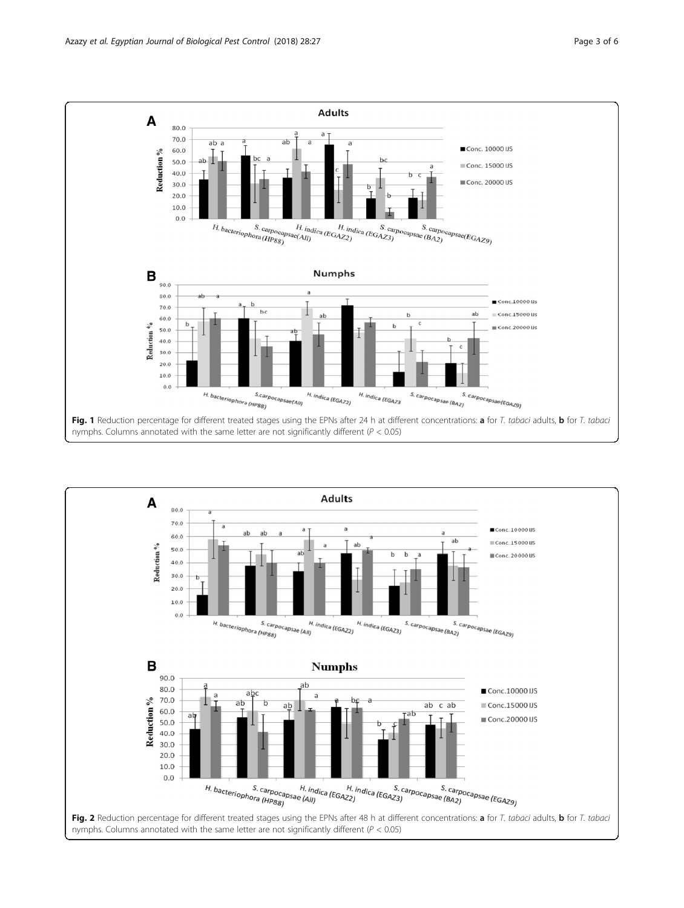**Fig. 1** Reduction percentage for different treated stages using the EPNs after 24 h at different concentrations: **a** for *T. tabaci* adults, **b** for *T. tabaci* nymphs. Columns annotated with the same letter are not significantly different ($P < 0.05$)

**Fig. 2** Reduction percentage for different treated stages using the EPNs after 48 h at different concentrations: **a** for *T. tabaci* adults, **b** for *T. tabaci* nymphs. Columns annotated with the same letter are not significantly different ($P < 0.05$)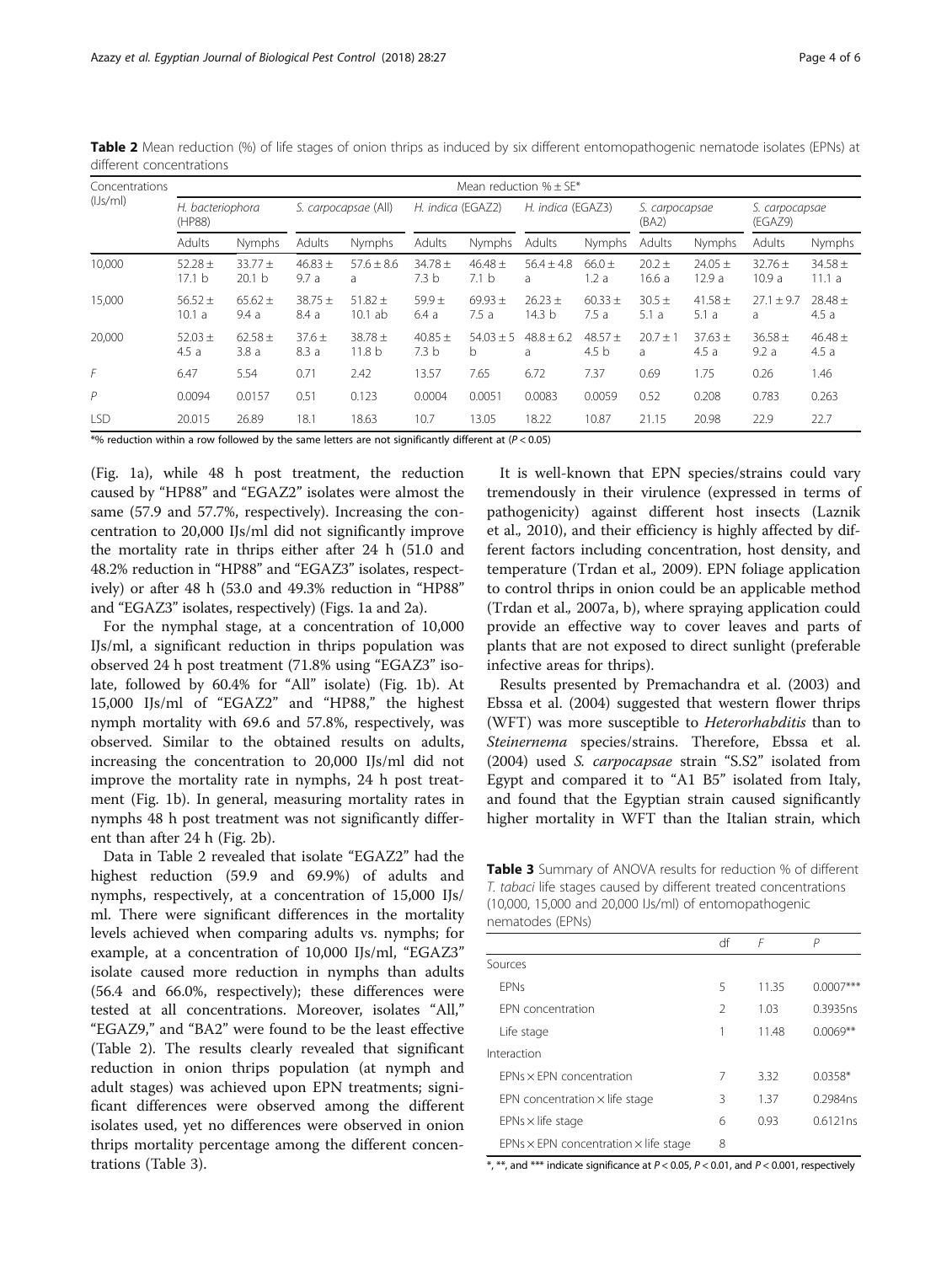**Table 2** Mean reduction (%) of life stages of onion thrips as induced by six different entomopathogenic nematode isolates (EPNs) at different concentrations

| Concentrations (IJs/ml) | Mean reduction % ± SE* | | | | | | | | | | | |
|---|---|---|---|---|---|---|---|---|---|---|---|---|
| | *H. bacteriophora* (HP88) | | *S. carpocapsae* (All) | | *H. indica* (EGAZ2) | | *H. indica* (EGAZ3) | | *S. carpocapsae* (BA2) | | *S. carpocapsae* (EGAZ9) | |
| | Adults | Nymphs | Adults | Nymphs | Adults | Nymphs | Adults | Nymphs | Adults | Nymphs | Adults | Nymphs |
| 10,000 | 52.28 ± 17.1 b | 33.77 ± 20.1 b | 46.83 ± 9.7 a | 57.6 ± 8.6 a | 34.78 ± 7.3 b | 46.48 ± 7.1 b | 56.4 ± 4.8 a | 66.0 ± 1.2 a | 20.2 ± 16.6 a | 24.05 ± 12.9 a | 32.76 ± 10.9 a | 34.58 ± 11.1 a |
| 15,000 | 56.52 ± 10.1 a | 65.62 ± 9.4 a | 38.75 ± 8.4 a | 51.82 ± 10.1 ab | 59.9 ± 6.4 a | 69.93 ± 7.5 a | 26.23 ± 14.3 b | 60.33 ± 7.5 a | 30.5 ± 5.1 a | 41.58 ± 5.1 a | 27.1 ± 9.7 a | 28.48 ± 4.5 a |
| 20,000 | 52.03 ± 4.5 a | 62.58 ± 3.8 a | 37.6 ± 8.3 a | 38.78 ± 11.8 b | 40.85 ± 7.3 b | 54.03 ± 5 b | 48.8 ± 6.2 a | 48.57 ± 4.5 b | 20.7 ± 1 a | 37.63 ± 4.5 a | 36.58 ± 9.2 a | 46.48 ± 4.5 a |
| *F* | 6.47 | 5.54 | 0.71 | 2.42 | 13.57 | 7.65 | 6.72 | 7.37 | 0.69 | 1.75 | 0.26 | 1.46 |
| *P* | 0.0094 | 0.0157 | 0.51 | 0.123 | 0.0004 | 0.0051 | 0.0083 | 0.0059 | 0.52 | 0.208 | 0.783 | 0.263 |
| LSD | 20.015 | 26.89 | 18.1 | 18.63 | 10.7 | 13.05 | 18.22 | 10.87 | 21.15 | 20.98 | 22.9 | 22.7 |

*% reduction within a row followed by the same letters are not significantly different at ($P < 0.05$)

(Fig. 1a), while 48 h post treatment, the reduction caused by "HP88" and "EGAZ2" isolates were almost the same (57.9 and 57.7%, respectively). Increasing the concentration to 20,000 IJs/ml did not significantly improve the mortality rate in thrips either after 24 h (51.0 and 48.2% reduction in "HP88" and "EGAZ3" isolates, respectively) or after 48 h (53.0 and 49.3% reduction in "HP88" and "EGAZ3" isolates, respectively) (Figs. 1a and 2a).

For the nymphal stage, at a concentration of 10,000 IJs/ml, a significant reduction in thrips population was observed 24 h post treatment (71.8% using "EGAZ3" isolate, followed by 60.4% for "All" isolate) (Fig. 1b). At 15,000 IJs/ml of "EGAZ2" and "HP88," the highest nymph mortality with 69.6 and 57.8%, respectively, was observed. Similar to the obtained results on adults, increasing the concentration to 20,000 IJs/ml did not improve the mortality rate in nymphs, 24 h post treatment (Fig. 1b). In general, measuring mortality rates in nymphs 48 h post treatment was not significantly different than after 24 h (Fig. 2b).

Data in Table 2 revealed that isolate "EGAZ2" had the highest reduction (59.9 and 69.9%) of adults and nymphs, respectively, at a concentration of 15,000 IJs/ml. There were significant differences in the mortality levels achieved when comparing adults vs. nymphs; for example, at a concentration of 10,000 IJs/ml, "EGAZ3" isolate caused more reduction in nymphs than adults (56.4 and 66.0%, respectively); these differences were tested at all concentrations. Moreover, isolates "All," "EGAZ9," and "BA2" were found to be the least effective (Table 2). The results clearly revealed that significant reduction in onion thrips population (at nymph and adult stages) was achieved upon EPN treatments; significant differences were observed among the different isolates used, yet no differences were observed in onion thrips mortality percentage among the different concentrations (Table 3).

It is well-known that EPN species/strains could vary tremendously in their virulence (expressed in terms of pathogenicity) against different host insects (Laznik et al., 2010), and their efficiency is highly affected by different factors including concentration, host density, and temperature (Trdan et al., 2009). EPN foliage application to control thrips in onion could be an applicable method (Trdan et al., 2007a, b), where spraying application could provide an effective way to cover leaves and parts of plants that are not exposed to direct sunlight (preferable infective areas for thrips).

Results presented by Premachandra et al. (2003) and Ebssa et al. (2004) suggested that western flower thrips (WFT) was more susceptible to *Heterorhabditis* than to *Steinernema* species/strains. Therefore, Ebssa et al. (2004) used *S. carpocapsae* strain "S.S2" isolated from Egypt and compared it to "A1 B5" isolated from Italy, and found that the Egyptian strain caused significantly higher mortality in WFT than the Italian strain, which

**Table 3** Summary of ANOVA results for reduction % of different *T. tabaci* life stages caused by different treated concentrations (10,000, 15,000 and 20,000 IJs/ml) of entomopathogenic nematodes (EPNs)

| | df | *F* | *P* |
|---|---|---|---|
| Sources | | | |
| EPNs | 5 | 11.35 | 0.0007*** |
| EPN concentration | 2 | 1.03 | 0.3935ns |
| Life stage | 1 | 11.48 | 0.0069** |
| Interaction | | | |
| EPNs × EPN concentration | 7 | 3.32 | 0.0358* |
| EPN concentration × life stage | 3 | 1.37 | 0.2984ns |
| EPNs × life stage | 6 | 0.93 | 0.6121ns |
| EPNs × EPN concentration × life stage | 8 | | |

*, **, and *** indicate significance at $P < 0.05$, $P < 0.01$, and $P < 0.001$, respectively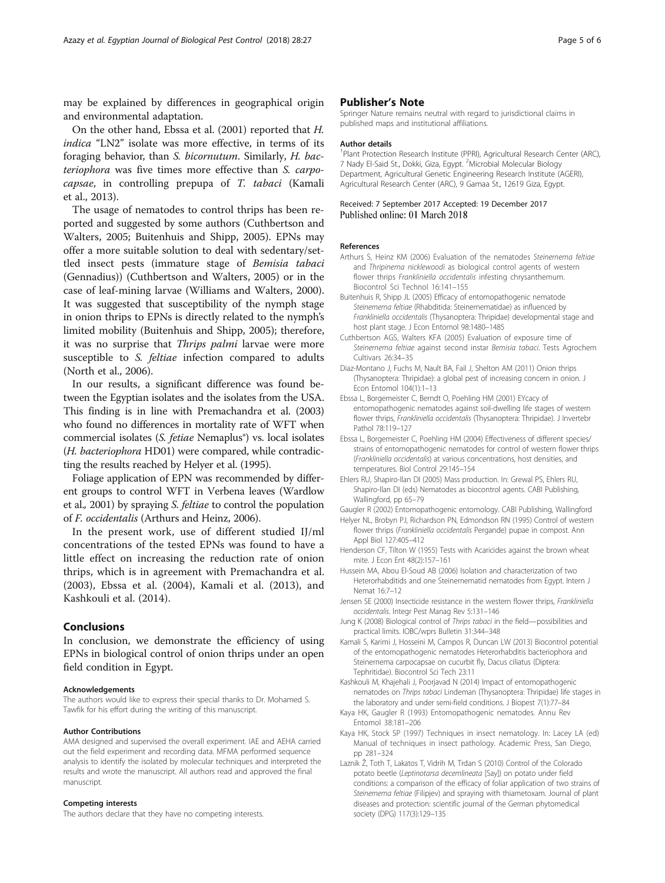may be explained by differences in geographical origin and environmental adaptation.

On the other hand, Ebssa et al. (2001) reported that *H. indica* "LN2" isolate was more effective, in terms of its foraging behavior, than *S. bicornutum*. Similarly, *H. bacteriophora* was five times more effective than *S. carpocapsae*, in controlling prepupa of *T. tabaci* (Kamali et al., 2013).

The usage of nematodes to control thrips has been reported and suggested by some authors (Cuthbertson and Walters, 2005; Buitenhuis and Shipp, 2005). EPNs may offer a more suitable solution to deal with sedentary/settled insect pests (immature stage of *Bemisia tabaci* (Gennadius)) (Cuthbertson and Walters, 2005) or in the case of leaf-mining larvae (Williams and Walters, 2000). It was suggested that susceptibility of the nymph stage in onion thrips to EPNs is directly related to the nymph's limited mobility (Buitenhuis and Shipp, 2005); therefore, it was no surprise that *Thrips palmi* larvae were more susceptible to *S. feltiae* infection compared to adults (North et al., 2006).

In our results, a significant difference was found between the Egyptian isolates and the isolates from the USA. This finding is in line with Premachandra et al. (2003) who found no differences in mortality rate of WFT when commercial isolates (*S. fetiae* Nemaplus®) vs. local isolates (*H. bacteriophora* HD01) were compared, while contradicting the results reached by Helyer et al. (1995).

Foliage application of EPN was recommended by different groups to control WFT in Verbena leaves (Wardlow et al., 2001) by spraying *S. feltiae* to control the population of *F. occidentalis* (Arthurs and Heinz, 2006).

In the present work, use of different studied IJ/ml concentrations of the tested EPNs was found to have a little effect on increasing the reduction rate of onion thrips, which is in agreement with Premachandra et al. (2003), Ebssa et al. (2004), Kamali et al. (2013), and Kashkouli et al. (2014).

## Conclusions

In conclusion, we demonstrate the efficiency of using EPNs in biological control of onion thrips under an open field condition in Egypt.

#### Acknowledgements

The authors would like to express their special thanks to Dr. Mohamed S. Tawfik for his effort during the writing of this manuscript.

#### Author Contributions

AMA designed and supervised the overall experiment. IAE and AEHA carried out the field experiment and recording data. MFMA performed sequence analysis to identify the isolated by molecular techniques and interpreted the results and wrote the manuscript. All authors read and approved the final manuscript.

#### Competing interests

The authors declare that they have no competing interests.

## Publisher's Note

Springer Nature remains neutral with regard to jurisdictional claims in published maps and institutional affiliations.

#### Author details

[1]Plant Protection Research Institute (PPRI), Agricultural Research Center (ARC), 7 Nady El-Said St., Dokki, Giza, Egypt. [2]Microbial Molecular Biology Department, Agricultural Genetic Engineering Research Institute (AGERI), Agricultural Research Center (ARC), 9 Gamaa St., 12619 Giza, Egypt.

Received: 7 September 2017 Accepted: 19 December 2017
Published online: 01 March 2018

#### References

Arthurs S, Heinz KM (2006) Evaluation of the nematodes *Steinernema feltiae* and *Thripinema nicklewoodi* as biological control agents of western flower thrips *Frankliniella occidentalis* infesting chrysanthemum. Biocontrol Sci Technol 16:141–155

Buitenhuis R, Shipp JL (2005) Efficacy of entomopathogenic nematode *Steinernema feltiae* (Rhabditida: Steinernematidae) as influenced by *Frankliniella occidentalis* (Thysanoptera: Thripidae) developmental stage and host plant stage. J Econ Entomol 98:1480–1485

Cuthbertson AGS, Walters KFA (2005) Evaluation of exposure time of *Steinernema feltiae* against second instar *Bemisia tabaci*. Tests Agrochem Cultivars 26:34–35

Diaz-Montano J, Fuchs M, Nault BA, Fail J, Shelton AM (2011) Onion thrips (Thysanoptera: Thripidae): a global pest of increasing concern in onion. J Econ Entomol 104(1):1–13

Ebssa L, Borgemeister C, Berndt O, Poehling HM (2001) EYcacy of entomopathogenic nematodes against soil-dwelling life stages of western flower thrips, *Frankliniella occidentalis* (Thysanoptera: Thripidae). J Invertebr Pathol 78:119–127

Ebssa L, Borgemeister C, Poehling HM (2004) Effectiveness of different species/ strains of entomopathogenic nematodes for control of western flower thrips (*Frankliniella occidentalis*) at various concentrations, host densities, and temperatures. Biol Control 29:145–154

Ehlers RU, Shapiro-Ilan DI (2005) Mass production. In: Grewal PS, Ehlers RU, Shapiro-Ilan DI (eds) Nematodes as biocontrol agents. CABI Publishing, Wallingford, pp 65–79

Gaugler R (2002) Entomopathogenic entomology. CABI Publishing, Wallingford

Helyer NL, Brobyn PJ, Richardson PN, Edmondson RN (1995) Control of western flower thrips (*Frankliniella occidentalis* Pergande) pupae in compost. Ann Appl Biol 127:405–412

Henderson CF, Tilton W (1955) Tests with Acaricides against the brown wheat mite. J Econ Ent 48(2):157–161

Hussein MA, Abou El-Soud AB (2006) Isolation and characterization of two Heterorhabditids and one Steinernematid nematodes from Egypt. Intern J Nemat 16:7–12

Jensen SE (2000) Insecticide resistance in the western flower thrips, *Frankliniella occidentalis*. Integr Pest Manag Rev 5:131–146

Jung K (2008) Biological control of *Thrips tabaci* in the field—possibilities and practical limits. IOBC/wprs Bulletin 31:344–348

Kamali S, Karimi J, Hosseini M, Campos R, Duncan LW (2013) Biocontrol potential of the entomopathogenic nematodes Heterorhabditis bacteriophora and Steinernema carpocapsae on cucurbit fly, Dacus ciliatus (Diptera: Tephritidae). Biocontrol Sci Tech 23:11

Kashkouli M, Khajehali J, Poorjavad N (2014) Impact of entomopathogenic nematodes on *Thrips tabaci* Lindeman (Thysanoptera: Thripidae) life stages in the laboratory and under semi-field conditions. J Biopest 7(1):77–84

Kaya HK, Gaugler R (1993) Entomopathogenic nematodes. Annu Rev Entomol 38:181–206

Kaya HK, Stock SP (1997) Techniques in insect nematology. In: Lacey LA (ed) Manual of techniques in insect pathology. Academic Press, San Diego, pp 281–324

Laznik Ž, Toth T, Lakatos T, Vidrih M, Trdan S (2010) Control of the Colorado potato beetle (*Leptinotarsa decemlineata* [Say]) on potato under field conditions: a comparison of the efficacy of foliar application of two strains of *Steinernema feltiae* (Filipjev) and spraying with thiametoxam. Journal of plant diseases and protection: scientific journal of the German phytomedical society (DPG) 117(3):129–135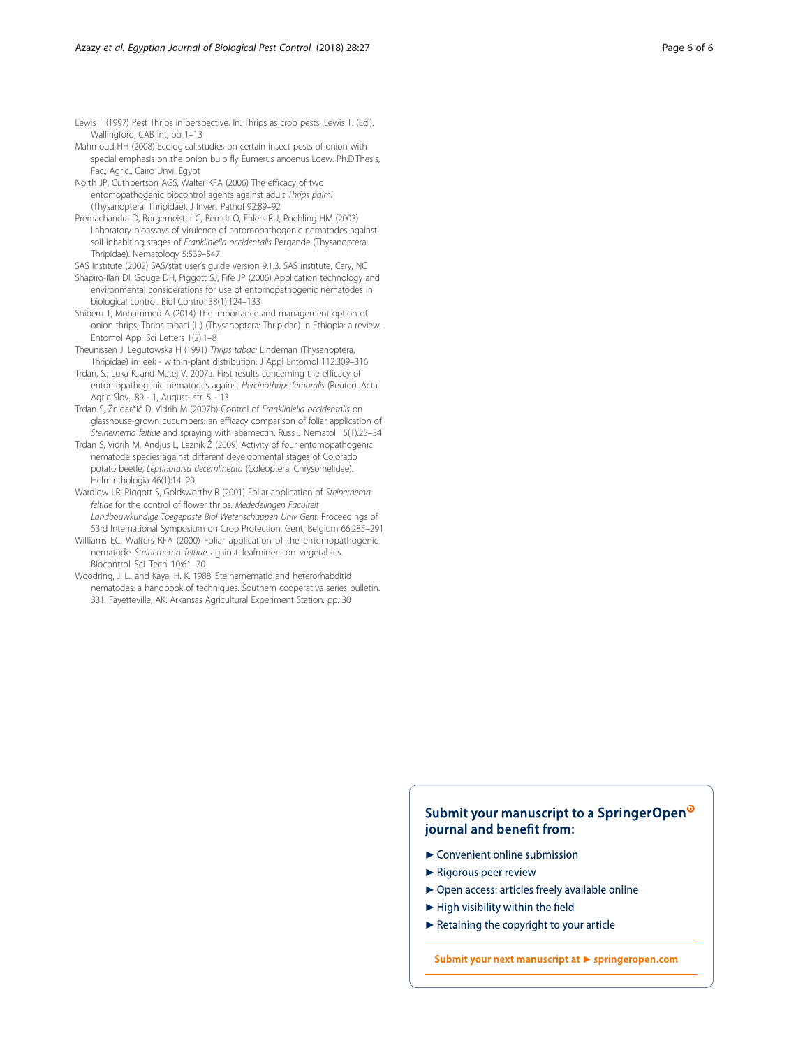Lewis T (1997) Pest Thrips in perspective. In: Thrips as crop pests. Lewis T. (Ed.). Wallingford, CAB Int, pp 1–13

Mahmoud HH (2008) Ecological studies on certain insect pests of onion with special emphasis on the onion bulb fly Eumerus anoenus Loew. Ph.D.Thesis, Fac., Agric., Cairo Unvi, Egypt

North JP, Cuthbertson AGS, Walter KFA (2006) The efficacy of two entomopathogenic biocontrol agents against adult *Thrips palmi* (Thysanoptera: Thripidae). J Invert Pathol 92:89–92

Premachandra D, Borgemeister C, Berndt O, Ehlers RU, Poehling HM (2003) Laboratory bioassays of virulence of entomopathogenic nematodes against soil inhabiting stages of *Frankliniella occidentalis* Pergande (Thysanoptera: Thripidae). Nematology 5:539–547

SAS Institute (2002) SAS/stat user's guide version 9.1.3. SAS institute, Cary, NC

Shapiro-Ilan DI, Gouge DH, Piggott SJ, Fife JP (2006) Application technology and environmental considerations for use of entomopathogenic nematodes in biological control. Biol Control 38(1):124–133

Shiberu T, Mohammed A (2014) The importance and management option of onion thrips, Thrips tabaci (L.) (Thysanoptera: Thripidae) in Ethiopia: a review. Entomol Appl Sci Letters 1(2):1–8

Theunissen J, Legutowska H (1991) *Thrips tabaci* Lindeman (Thysanoptera, Thripidae) in leek - within-plant distribution. J Appl Entomol 112:309–316

Trdan, S.; Luka K. and Matej V. 2007a. First results concerning the efficacy of entomopathogenic nematodes against *Hercinothrips femoralis* (Reuter). Acta Agric Slov., 89 - 1, August- str. 5 - 13

Trdan S, Žnidarčič D, Vidrih M (2007b) Control of *Frankliniella occidentalis* on glasshouse-grown cucumbers: an efficacy comparison of foliar application of *Steinernema feltiae* and spraying with abamectin. Russ J Nematol 15(1):25–34

Trdan S, Vidrih M, Andjus L, Laznik Ž (2009) Activity of four entomopathogenic nematode species against different developmental stages of Colorado potato beetle, *Leptinotarsa decemlineata* (Coleoptera, Chrysomelidae). Helminthologia 46(1):14–20

Wardlow LR, Piggott S, Goldsworthy R (2001) Foliar application of *Steinernema feltiae* for the control of flower thrips. *Mededelingen Faculteit Landbouwkundige Toegepaste Biol Wetenschappen Univ Gent*. Proceedings of 53rd International Symposium on Crop Protection, Gent, Belgium 66:285–291

Williams EC, Walters KFA (2000) Foliar application of the entomopathogenic nematode *Steinernema feltiae* against leafminers on vegetables. Biocontrol Sci Tech 10:61–70

Woodring, J. L., and Kaya, H. K. 1988. Steinernematid and heterorhabditid nematodes: a handbook of techniques. Southern cooperative series bulletin. 331. Fayetteville, AK: Arkansas Agricultural Experiment Station. pp. 30

**Submit your manuscript to a SpringerOpen journal and benefit from:**

- ► Convenient online submission
- ► Rigorous peer review
- ► Open access: articles freely available online
- ► High visibility within the field
- ► Retaining the copyright to your article

**Submit your next manuscript at ► springeropen.com**